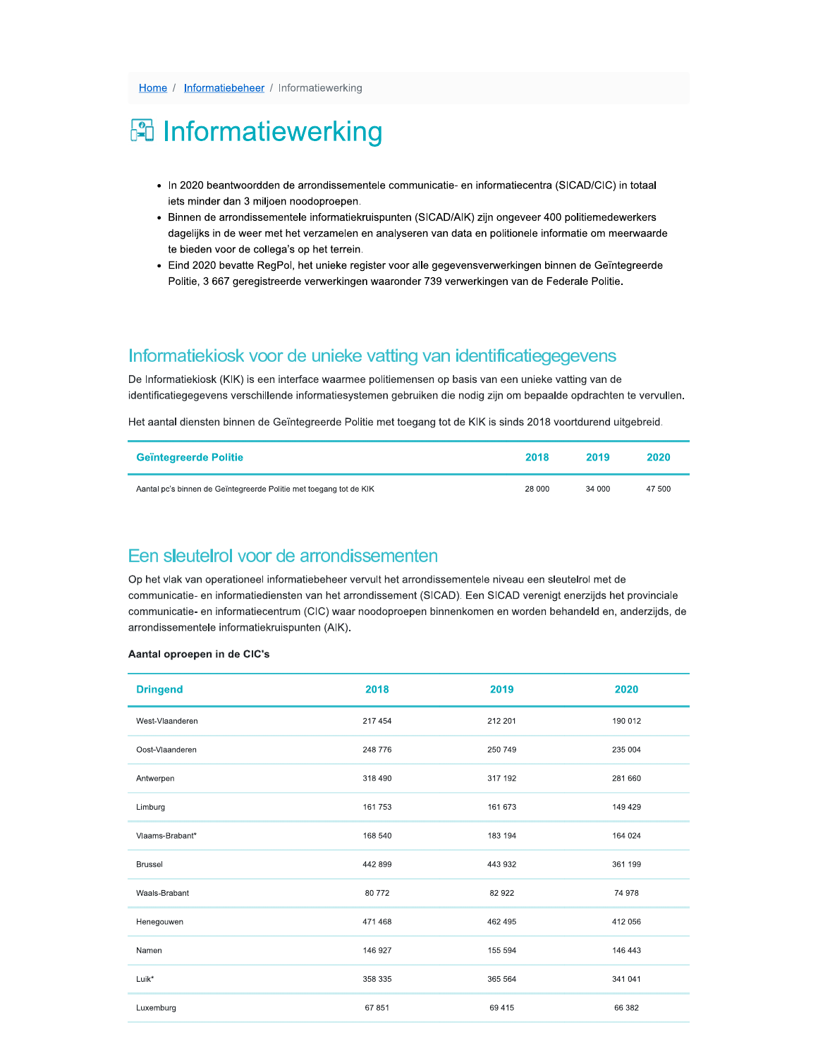Home / Informatiebeheer / Informatiewerking

# Informatiewerking

- In 2020 beantwoordden de arrondissementele communicatie- en informatiecentra (SICAD/CIC) in totaal iets minder dan 3 miljoen noodoproepen.
- Binnen de arrondissementele informatiekruispunten (SICAD/AIK) zijn ongeveer 400 politiemedewerkers dagelijks in de weer met het verzamelen en analyseren van data en politionele informatie om meerwaarde te bieden voor de collega's op het terrein.
- Eind 2020 bevatte RegPol, het unieke register voor alle gegevensverwerkingen binnen de Geïntegreerde Politie, 3 667 geregistreerde verwerkingen waaronder 739 verwerkingen van de Federale Politie.

## Informatiekiosk voor de unieke vatting van identificatiegegevens

De Informatiekiosk (KIK) is een interface waarmee politiemensen op basis van een unieke vatting van de identificatiegegevens verschillende informatiesystemen gebruiken die nodig zijn om bepaalde opdrachten te vervullen.

Het aantal diensten binnen de Geïntegreerde Politie met toegang tot de KIK is sinds 2018 voortdurend uitgebreid.

| Geïntegreerde Politie | 2018 | 2019 | 2020 |
|---|---|---|---|
| Aantal pc's binnen de Geïntegreerde Politie met toegang tot de KIK | 28 000 | 34 000 | 47 500 |

## Een sleutelrol voor de arrondissementen

Op het vlak van operationeel informatiebeheer vervult het arrondissementele niveau een sleutelrol met de communicatie- en informatiediensten van het arrondissement (SICAD). Een SICAD verenigt enerzijds het provinciale communicatie- en informatiecentrum (CIC) waar noodoproepen binnenkomen en worden behandeld en, anderzijds, de arrondissementele informatiekruispunten (AIK).

**Aantal oproepen in de CIC's**

| Dringend | 2018 | 2019 | 2020 |
|---|---|---|---|
| West-Vlaanderen | 217 454 | 212 201 | 190 012 |
| Oost-Vlaanderen | 248 776 | 250 749 | 235 004 |
| Antwerpen | 318 490 | 317 192 | 281 660 |
| Limburg | 161 753 | 161 673 | 149 429 |
| Vlaams-Brabant* | 168 540 | 183 194 | 164 024 |
| Brussel | 442 899 | 443 932 | 361 199 |
| Waals-Brabant | 80 772 | 82 922 | 74 978 |
| Henegouwen | 471 468 | 462 495 | 412 056 |
| Namen | 146 927 | 155 594 | 146 443 |
| Luik* | 358 335 | 365 564 | 341 041 |
| Luxemburg | 67 851 | 69 415 | 66 382 |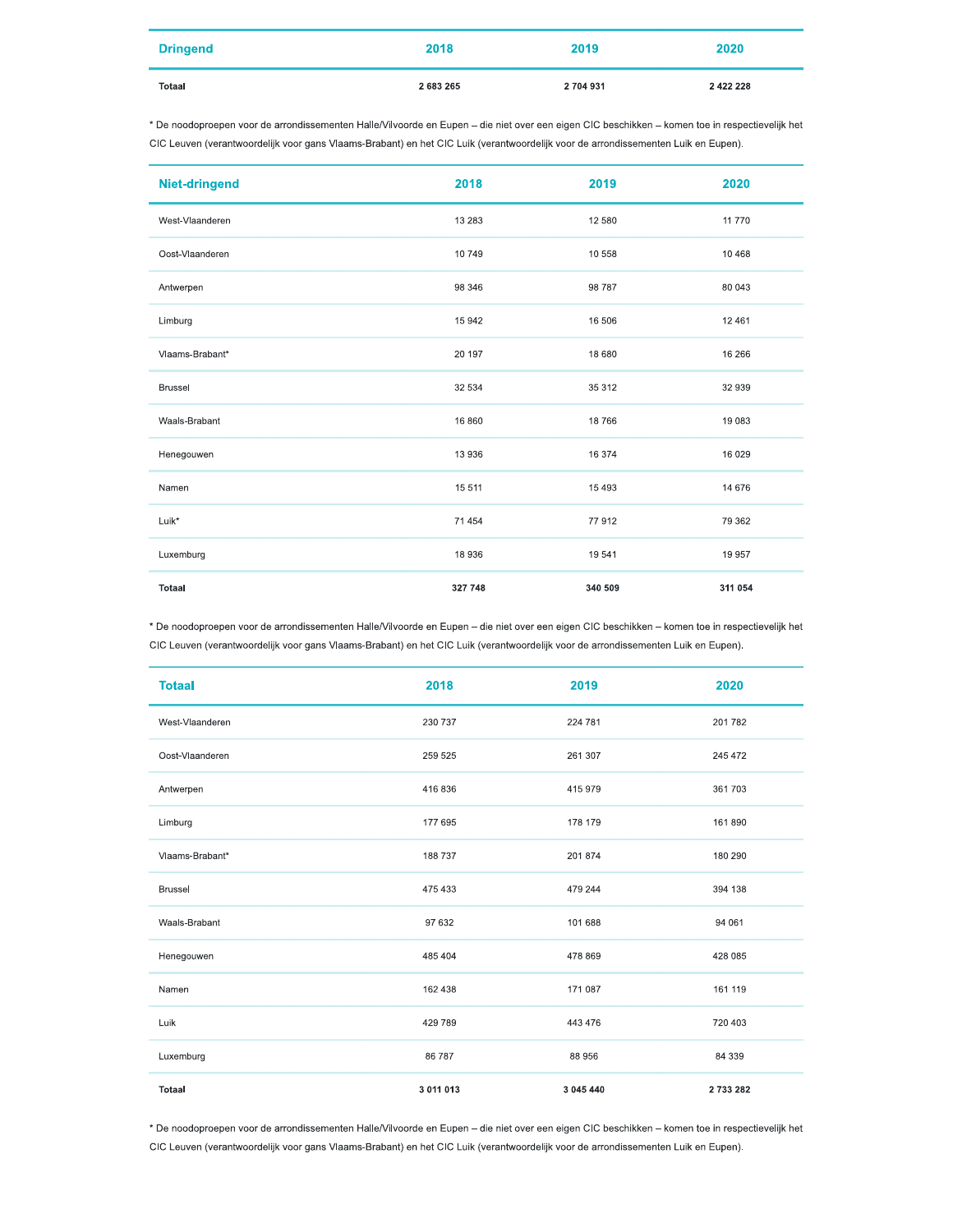| Dringend | 2018 | 2019 | 2020 |
|---|---|---|---|
| **Totaal** | **2 683 265** | **2 704 931** | **2 422 228** |

* De noodoproepen voor de arrondissementen Halle/Vilvoorde en Eupen – die niet over een eigen CIC beschikken – komen toe in respectievelijk het CIC Leuven (verantwoordelijk voor gans Vlaams-Brabant) en het CIC Luik (verantwoordelijk voor de arrondissementen Luik en Eupen).

| Niet-dringend | 2018 | 2019 | 2020 |
|---|---|---|---|
| West-Vlaanderen | 13 283 | 12 580 | 11 770 |
| Oost-Vlaanderen | 10 749 | 10 558 | 10 468 |
| Antwerpen | 98 346 | 98 787 | 80 043 |
| Limburg | 15 942 | 16 506 | 12 461 |
| Vlaams-Brabant* | 20 197 | 18 680 | 16 266 |
| Brussel | 32 534 | 35 312 | 32 939 |
| Waals-Brabant | 16 860 | 18 766 | 19 083 |
| Henegouwen | 13 936 | 16 374 | 16 029 |
| Namen | 15 511 | 15 493 | 14 676 |
| Luik* | 71 454 | 77 912 | 79 362 |
| Luxemburg | 18 936 | 19 541 | 19 957 |
| **Totaal** | **327 748** | **340 509** | **311 054** |

* De noodoproepen voor de arrondissementen Halle/Vilvoorde en Eupen – die niet over een eigen CIC beschikken – komen toe in respectievelijk het CIC Leuven (verantwoordelijk voor gans Vlaams-Brabant) en het CIC Luik (verantwoordelijk voor de arrondissementen Luik en Eupen).

| Totaal | 2018 | 2019 | 2020 |
|---|---|---|---|
| West-Vlaanderen | 230 737 | 224 781 | 201 782 |
| Oost-Vlaanderen | 259 525 | 261 307 | 245 472 |
| Antwerpen | 416 836 | 415 979 | 361 703 |
| Limburg | 177 695 | 178 179 | 161 890 |
| Vlaams-Brabant* | 188 737 | 201 874 | 180 290 |
| Brussel | 475 433 | 479 244 | 394 138 |
| Waals-Brabant | 97 632 | 101 688 | 94 061 |
| Henegouwen | 485 404 | 478 869 | 428 085 |
| Namen | 162 438 | 171 087 | 161 119 |
| Luik | 429 789 | 443 476 | 720 403 |
| Luxemburg | 86 787 | 88 956 | 84 339 |
| **Totaal** | **3 011 013** | **3 045 440** | **2 733 282** |

* De noodoproepen voor de arrondissementen Halle/Vilvoorde en Eupen – die niet over een eigen CIC beschikken – komen toe in respectievelijk het CIC Leuven (verantwoordelijk voor gans Vlaams-Brabant) en het CIC Luik (verantwoordelijk voor de arrondissementen Luik en Eupen).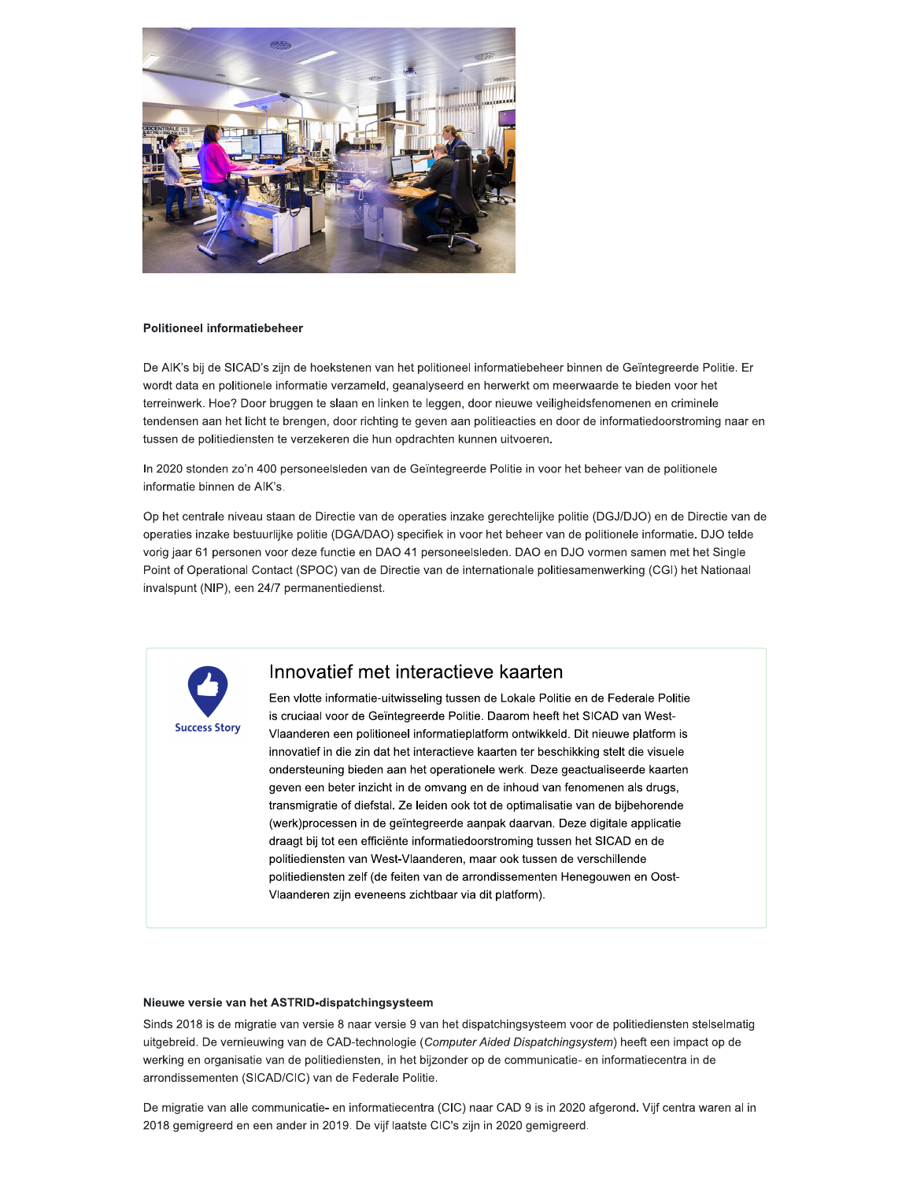### Politioneel informatiebeheer

De AIK's bij de SICAD's zijn de hoekstenen van het politioneel informatiebeheer binnen de Geïntegreerde Politie. Er wordt data en politionele informatie verzameld, geanalyseerd en herwerkt om meerwaarde te bieden voor het terreinwerk. Hoe? Door bruggen te slaan en linken te leggen, door nieuwe veiligheidsfenomenen en criminele tendensen aan het licht te brengen, door richting te geven aan politieacties en door de informatiedoorstroming naar en tussen de politiediensten te verzekeren die hun opdrachten kunnen uitvoeren.

In 2020 stonden zo'n 400 personeelsleden van de Geïntegreerde Politie in voor het beheer van de politionele informatie binnen de AIK's.

Op het centrale niveau staan de Directie van de operaties inzake gerechtelijke politie (DGJ/DJO) en de Directie van de operaties inzake bestuurlijke politie (DGA/DAO) specifiek in voor het beheer van de politionele informatie. DJO telde vorig jaar 61 personen voor deze functie en DAO 41 personeelsleden. DAO en DJO vormen samen met het Single Point of Operational Contact (SPOC) van de Directie van de internationale politiesamenwerking (CGI) het Nationaal invalspunt (NIP), een 24/7 permanentiedienst.

Success Story

## Innovatief met interactieve kaarten

Een vlotte informatie-uitwisseling tussen de Lokale Politie en de Federale Politie is cruciaal voor de Geïntegreerde Politie. Daarom heeft het SICAD van West-Vlaanderen een politioneel informatieplatform ontwikkeld. Dit nieuwe platform is innovatief in die zin dat het interactieve kaarten ter beschikking stelt die visuele ondersteuning bieden aan het operationele werk. Deze geactualiseerde kaarten geven een beter inzicht in de omvang en de inhoud van fenomenen als drugs, transmigratie of diefstal. Ze leiden ook tot de optimalisatie van de bijbehorende (werk)processen in de geïntegreerde aanpak daarvan. Deze digitale applicatie draagt bij tot een efficiënte informatiedoorstroming tussen het SICAD en de politiediensten van West-Vlaanderen, maar ook tussen de verschillende politiediensten zelf (de feiten van de arrondissementen Henegouwen en Oost-Vlaanderen zijn eveneens zichtbaar via dit platform).

### Nieuwe versie van het ASTRID-dispatchingsysteem

Sinds 2018 is de migratie van versie 8 naar versie 9 van het dispatchingsysteem voor de politiediensten stelselmatig uitgebreid. De vernieuwing van de CAD-technologie (*Computer Aided Dispatchingsystem*) heeft een impact op de werking en organisatie van de politiediensten, in het bijzonder op de communicatie- en informatiecentra in de arrondissementen (SICAD/CIC) van de Federale Politie.

De migratie van alle communicatie- en informatiecentra (CIC) naar CAD 9 is in 2020 afgerond. Vijf centra waren al in 2018 gemigreerd en een ander in 2019. De vijf laatste CIC's zijn in 2020 gemigreerd.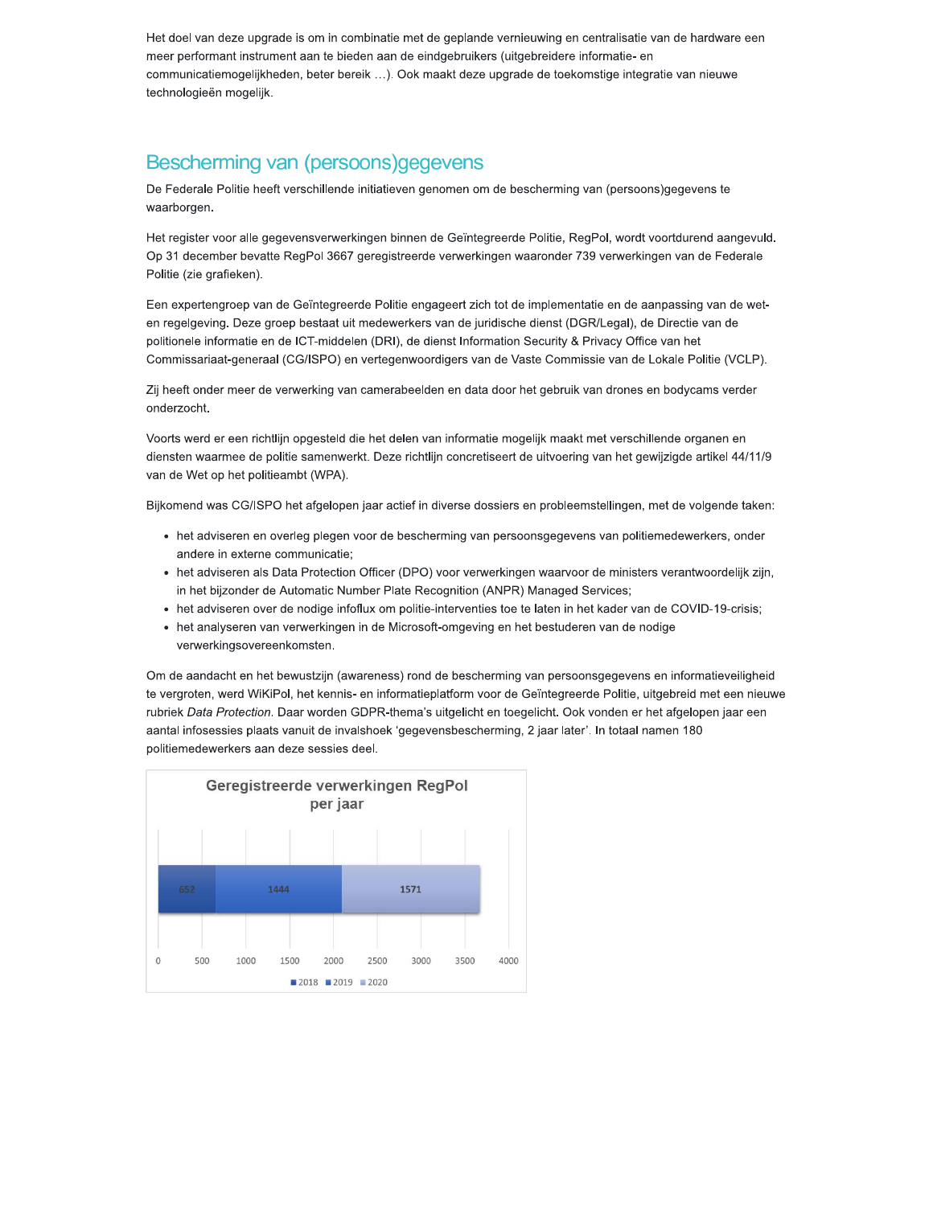Het doel van deze upgrade is om in combinatie met de geplande vernieuwing en centralisatie van de hardware een meer performant instrument aan te bieden aan de eindgebruikers (uitgebreidere informatie- en communicatiemogelijkheden, beter bereik …). Ook maakt deze upgrade de toekomstige integratie van nieuwe technologieën mogelijk.

## Bescherming van (persoons)gegevens

De Federale Politie heeft verschillende initiatieven genomen om de bescherming van (persoons)gegevens te waarborgen.

Het register voor alle gegevensverwerkingen binnen de Geïntegreerde Politie, RegPol, wordt voortdurend aangevuld. Op 31 december bevatte RegPol 3667 geregistreerde verwerkingen waaronder 739 verwerkingen van de Federale Politie (zie grafieken).

Een expertengroep van de Geïntegreerde Politie engageert zich tot de implementatie en de aanpassing van de wet- en regelgeving. Deze groep bestaat uit medewerkers van de juridische dienst (DGR/Legal), de Directie van de politionele informatie en de ICT-middelen (DRI), de dienst Information Security & Privacy Office van het Commissariaat-generaal (CG/ISPO) en vertegenwoordigers van de Vaste Commissie van de Lokale Politie (VCLP).

Zij heeft onder meer de verwerking van camerabeelden en data door het gebruik van drones en bodycams verder onderzocht.

Voorts werd er een richtlijn opgesteld die het delen van informatie mogelijk maakt met verschillende organen en diensten waarmee de politie samenwerkt. Deze richtlijn concretiseert de uitvoering van het gewijzigde artikel 44/11/9 van de Wet op het politieambt (WPA).

Bijkomend was CG/ISPO het afgelopen jaar actief in diverse dossiers en probleemstellingen, met de volgende taken:

- het adviseren en overleg plegen voor de bescherming van persoonsgegevens van politiemedewerkers, onder andere in externe communicatie;
- het adviseren als Data Protection Officer (DPO) voor verwerkingen waarvoor de ministers verantwoordelijk zijn, in het bijzonder de Automatic Number Plate Recognition (ANPR) Managed Services;
- het adviseren over de nodige infoflux om politie-interventies toe te laten in het kader van de COVID-19-crisis;
- het analyseren van verwerkingen in de Microsoft-omgeving en het bestuderen van de nodige verwerkingsovereenkomsten.

Om de aandacht en het bewustzijn (awareness) rond de bescherming van persoonsgegevens en informatieveiligheid te vergroten, werd WiKiPol, het kennis- en informatieplatform voor de Geïntegreerde Politie, uitgebreid met een nieuwe rubriek *Data Protection*. Daar worden GDPR-thema's uitgelicht en toegelicht. Ook vonden er het afgelopen jaar een aantal infosessies plaats vanuit de invalshoek 'gegevensbescherming, 2 jaar later'. In totaal namen 180 politiemedewerkers aan deze sessies deel.

**Geregistreerde verwerkingen RegPol per jaar**

| 2018 | 2019 | 2020 |
|---|---|---|
| 652 | 1444 | 1571 |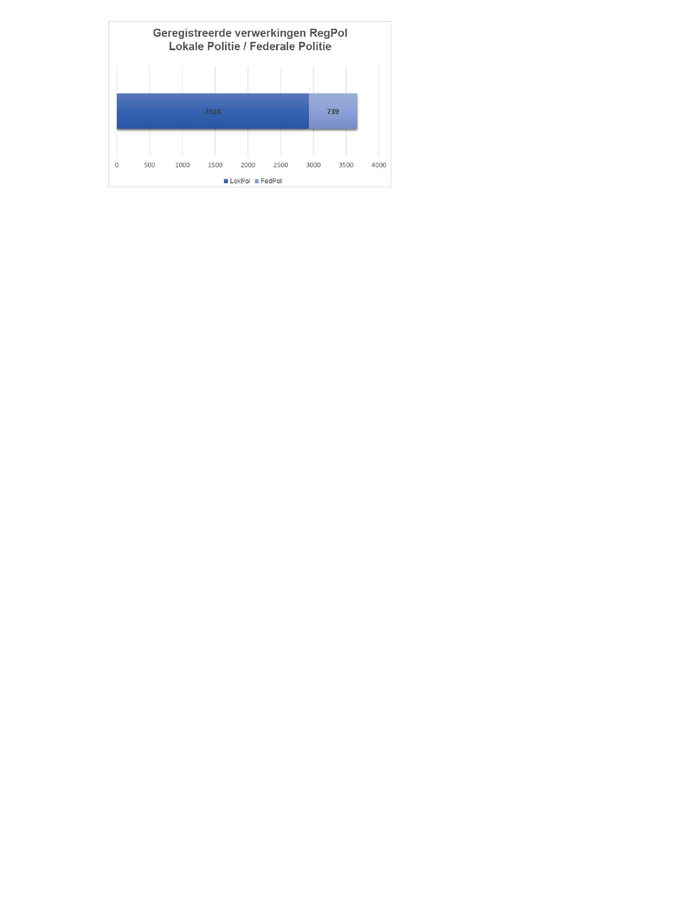Geregistreerde verwerkingen RegPol
Lokale Politie / Federale Politie

2928
739

0
500
1000
1500
2000
2500
3000
3500
4000

LokPol FedPol